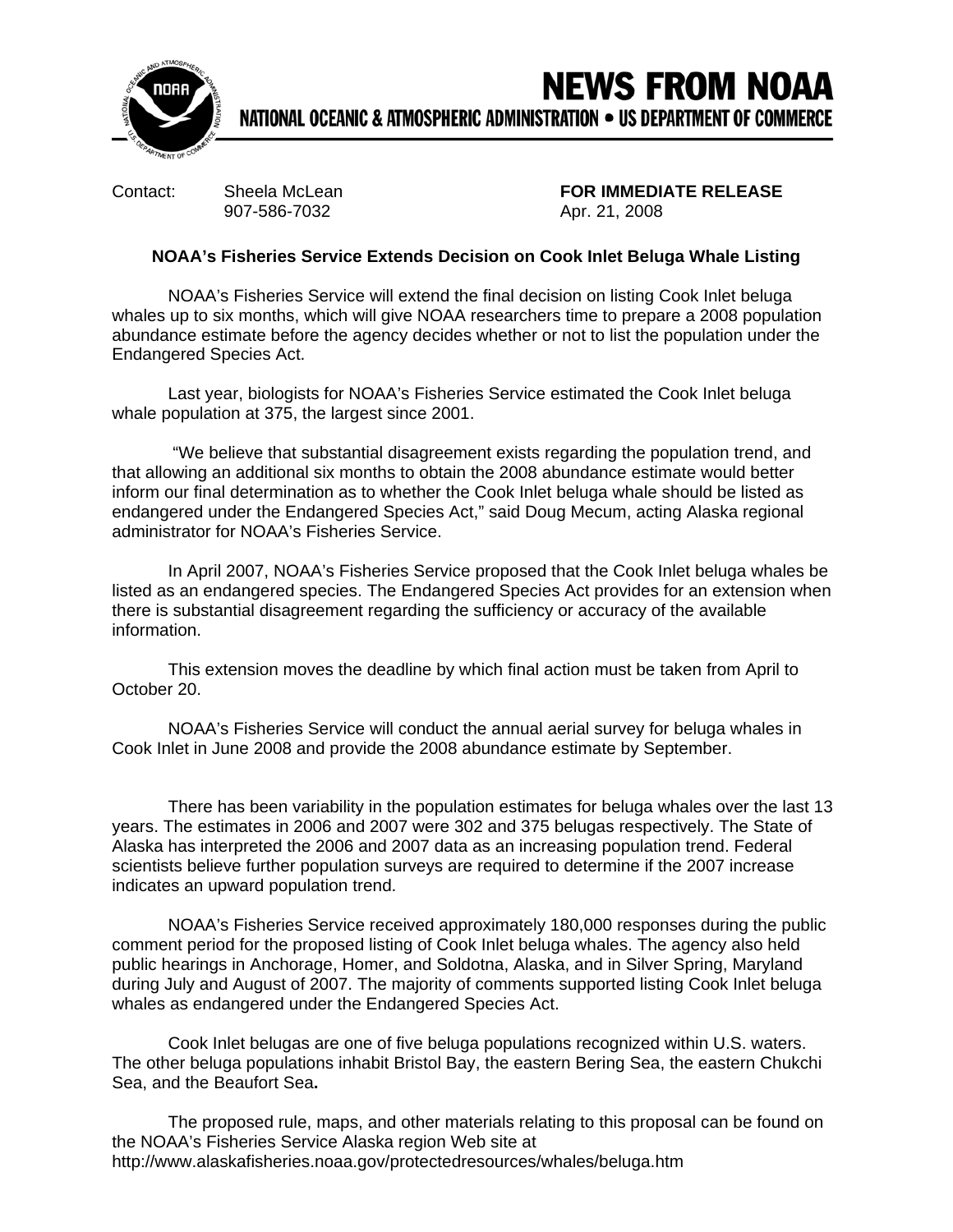# NEWS FROM NOAA

NATIONAL OCEANIC & ATMOSPHERIC ADMINISTRATION • US DEPARTMENT OF COMMERCE

Contact: Sheela McLean
907-586-7032

**FOR IMMEDIATE RELEASE**
Apr. 21, 2008

## NOAA's Fisheries Service Extends Decision on Cook Inlet Beluga Whale Listing

NOAA's Fisheries Service will extend the final decision on listing Cook Inlet beluga whales up to six months, which will give NOAA researchers time to prepare a 2008 population abundance estimate before the agency decides whether or not to list the population under the Endangered Species Act.

Last year, biologists for NOAA's Fisheries Service estimated the Cook Inlet beluga whale population at 375, the largest since 2001.

"We believe that substantial disagreement exists regarding the population trend, and that allowing an additional six months to obtain the 2008 abundance estimate would better inform our final determination as to whether the Cook Inlet beluga whale should be listed as endangered under the Endangered Species Act," said Doug Mecum, acting Alaska regional administrator for NOAA's Fisheries Service.

In April 2007, NOAA's Fisheries Service proposed that the Cook Inlet beluga whales be listed as an endangered species. The Endangered Species Act provides for an extension when there is substantial disagreement regarding the sufficiency or accuracy of the available information.

This extension moves the deadline by which final action must be taken from April to October 20.

NOAA's Fisheries Service will conduct the annual aerial survey for beluga whales in Cook Inlet in June 2008 and provide the 2008 abundance estimate by September.

There has been variability in the population estimates for beluga whales over the last 13 years. The estimates in 2006 and 2007 were 302 and 375 belugas respectively. The State of Alaska has interpreted the 2006 and 2007 data as an increasing population trend. Federal scientists believe further population surveys are required to determine if the 2007 increase indicates an upward population trend.

NOAA's Fisheries Service received approximately 180,000 responses during the public comment period for the proposed listing of Cook Inlet beluga whales. The agency also held public hearings in Anchorage, Homer, and Soldotna, Alaska, and in Silver Spring, Maryland during July and August of 2007. The majority of comments supported listing Cook Inlet beluga whales as endangered under the Endangered Species Act.

Cook Inlet belugas are one of five beluga populations recognized within U.S. waters. The other beluga populations inhabit Bristol Bay, the eastern Bering Sea, the eastern Chukchi Sea, and the Beaufort Sea**.**

The proposed rule, maps, and other materials relating to this proposal can be found on the NOAA's Fisheries Service Alaska region Web site at http://www.alaskafisheries.noaa.gov/protectedresources/whales/beluga.htm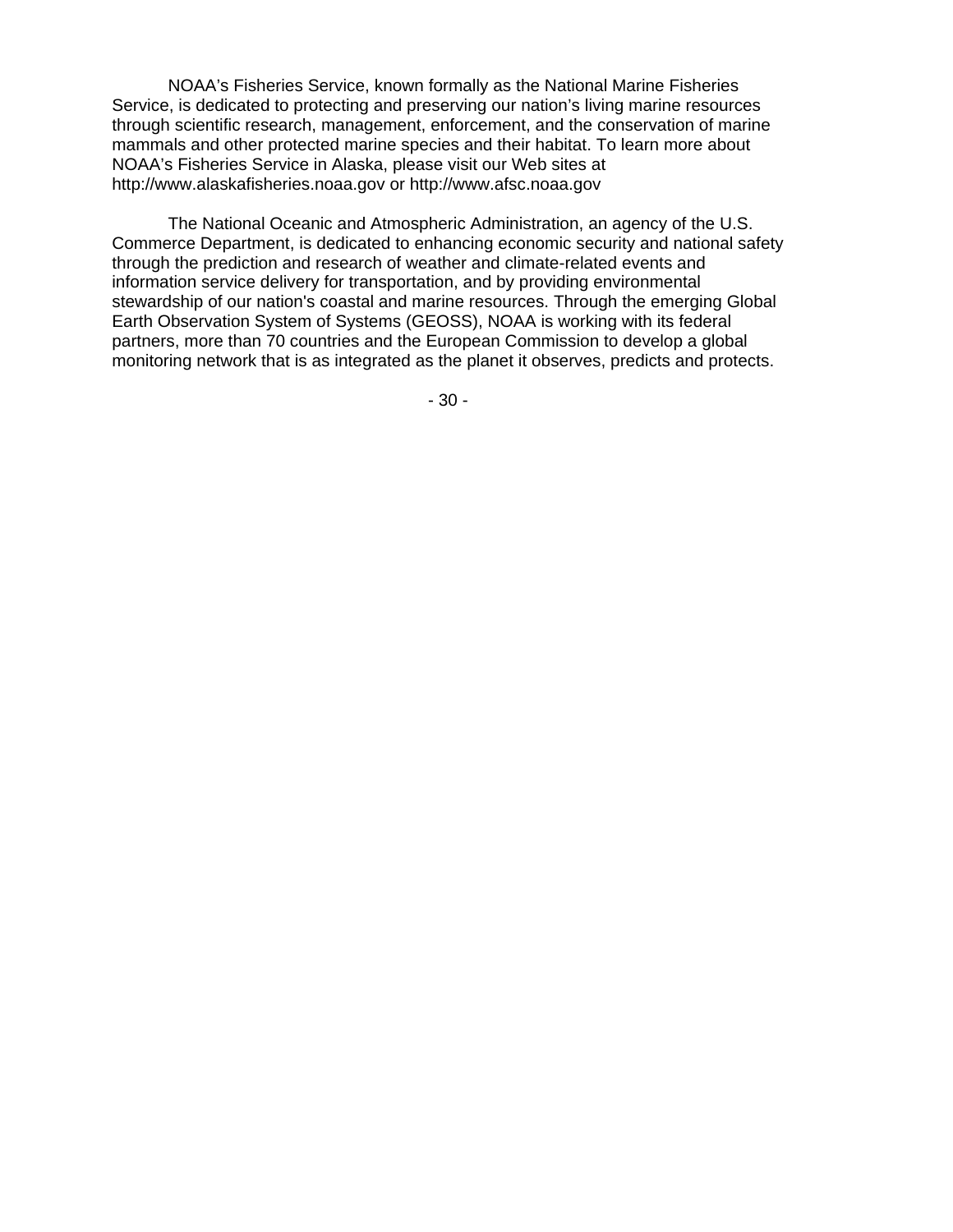NOAA’s Fisheries Service, known formally as the National Marine Fisheries Service, is dedicated to protecting and preserving our nation’s living marine resources through scientific research, management, enforcement, and the conservation of marine mammals and other protected marine species and their habitat. To learn more about NOAA’s Fisheries Service in Alaska, please visit our Web sites at http://www.alaskafisheries.noaa.gov or http://www.afsc.noaa.gov

The National Oceanic and Atmospheric Administration, an agency of the U.S. Commerce Department, is dedicated to enhancing economic security and national safety through the prediction and research of weather and climate-related events and information service delivery for transportation, and by providing environmental stewardship of our nation's coastal and marine resources. Through the emerging Global Earth Observation System of Systems (GEOSS), NOAA is working with its federal partners, more than 70 countries and the European Commission to develop a global monitoring network that is as integrated as the planet it observes, predicts and protects.

- 30 -